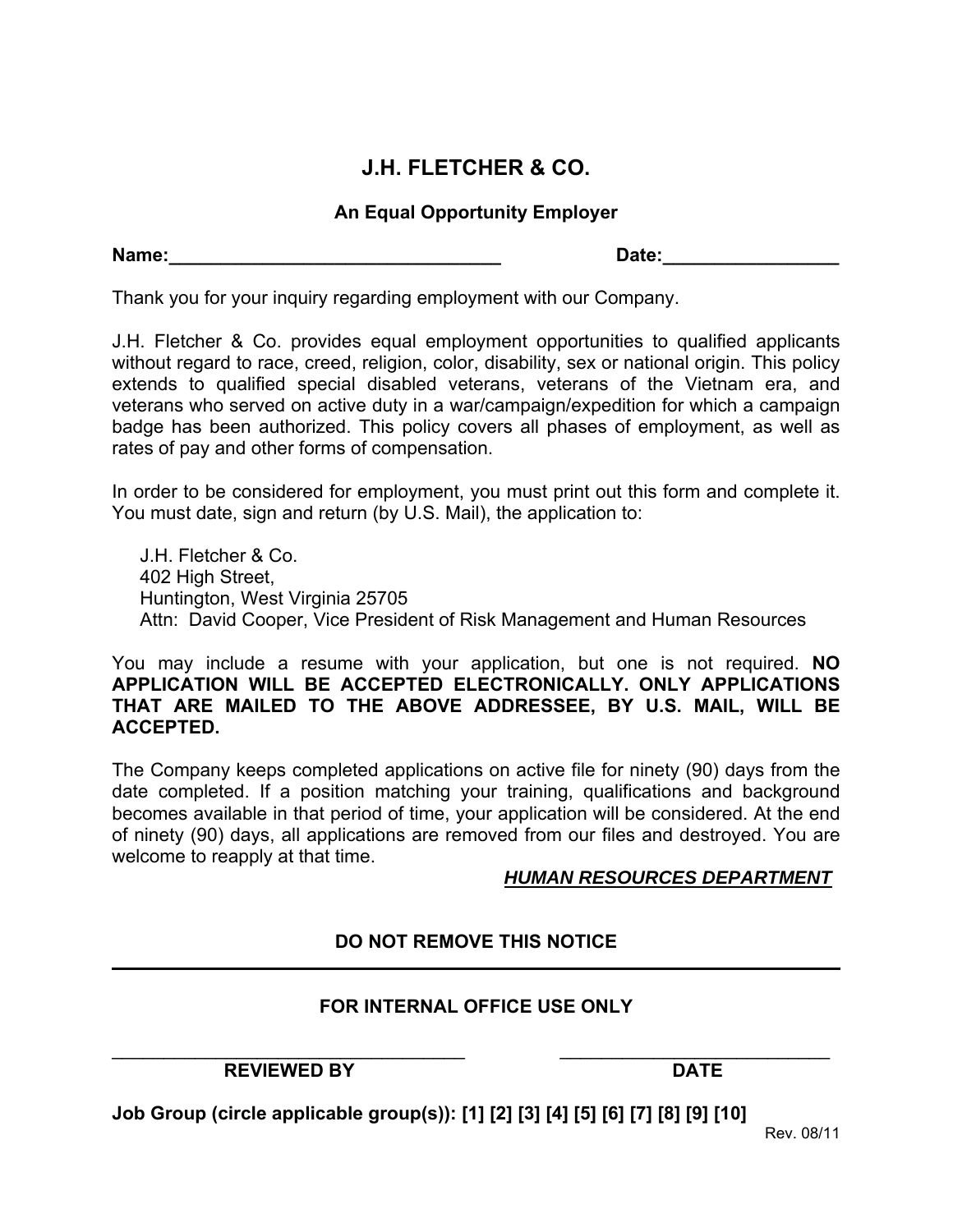# J.H. FLETCHER & CO.

### An Equal Opportunity Employer

**Name:________________________________** **Date:_________________**

Thank you for your inquiry regarding employment with our Company.

J.H. Fletcher & Co. provides equal employment opportunities to qualified applicants without regard to race, creed, religion, color, disability, sex or national origin. This policy extends to qualified special disabled veterans, veterans of the Vietnam era, and veterans who served on active duty in a war/campaign/expedition for which a campaign badge has been authorized. This policy covers all phases of employment, as well as rates of pay and other forms of compensation.

In order to be considered for employment, you must print out this form and complete it. You must date, sign and return (by U.S. Mail), the application to:

J.H. Fletcher & Co.
402 High Street,
Huntington, West Virginia 25705
Attn: David Cooper, Vice President of Risk Management and Human Resources

You may include a resume with your application, but one is not required. **NO APPLICATION WILL BE ACCEPTED ELECTRONICALLY. ONLY APPLICATIONS THAT ARE MAILED TO THE ABOVE ADDRESSEE, BY U.S. MAIL, WILL BE ACCEPTED.**

The Company keeps completed applications on active file for ninety (90) days from the date completed. If a position matching your training, qualifications and background becomes available in that period of time, your application will be considered. At the end of ninety (90) days, all applications are removed from our files and destroyed. You are welcome to reapply at that time.

***HUMAN RESOURCES DEPARTMENT***

**DO NOT REMOVE THIS NOTICE**

---

**FOR INTERNAL OFFICE USE ONLY**

___________________________________ ___________________________

**REVIEWED BY** **DATE**

**Job Group (circle applicable group(s)): [1] [2] [3] [4] [5] [6] [7] [8] [9] [10]**

Rev. 08/11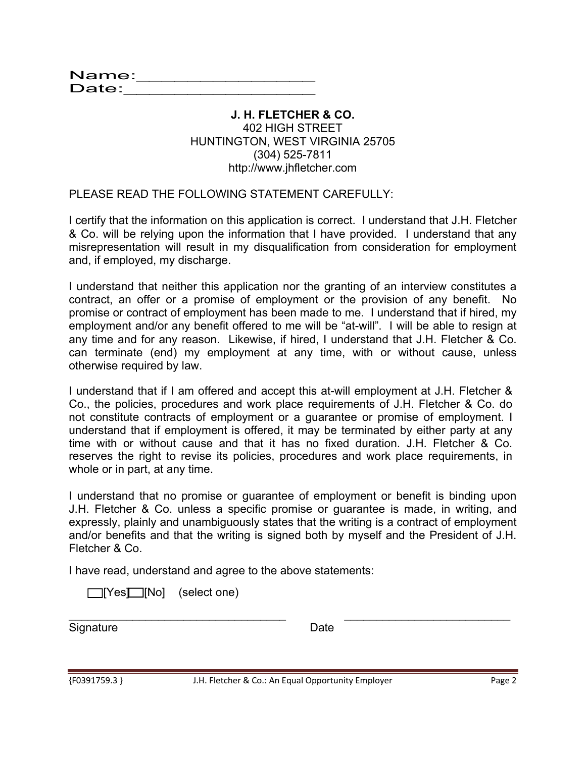Name:_______________________
Date:_________________________

**J. H. FLETCHER & CO.**
402 HIGH STREET
HUNTINGTON, WEST VIRGINIA 25705
(304) 525-7811
http://www.jhfletcher.com

PLEASE READ THE FOLLOWING STATEMENT CAREFULLY:

I certify that the information on this application is correct. I understand that J.H. Fletcher & Co. will be relying upon the information that I have provided. I understand that any misrepresentation will result in my disqualification from consideration for employment and, if employed, my discharge.

I understand that neither this application nor the granting of an interview constitutes a contract, an offer or a promise of employment or the provision of any benefit. No promise or contract of employment has been made to me. I understand that if hired, my employment and/or any benefit offered to me will be "at-will". I will be able to resign at any time and for any reason. Likewise, if hired, I understand that J.H. Fletcher & Co. can terminate (end) my employment at any time, with or without cause, unless otherwise required by law.

I understand that if I am offered and accept this at-will employment at J.H. Fletcher & Co., the policies, procedures and work place requirements of J.H. Fletcher & Co. do not constitute contracts of employment or a guarantee or promise of employment. I understand that if employment is offered, it may be terminated by either party at any time with or without cause and that it has no fixed duration. J.H. Fletcher & Co. reserves the right to revise its policies, procedures and work place requirements, in whole or in part, at any time.

I understand that no promise or guarantee of employment or benefit is binding upon J.H. Fletcher & Co. unless a specific promise or guarantee is made, in writing, and expressly, plainly and unambiguously states that the writing is a contract of employment and/or benefits and that the writing is signed both by myself and the President of J.H. Fletcher & Co.

I have read, understand and agree to the above statements:

☐[Yes] ☐[No] (select one)

___________________________________ ___________________________
Signature Date

{F0391759.3 } J.H. Fletcher & Co.: An Equal Opportunity Employer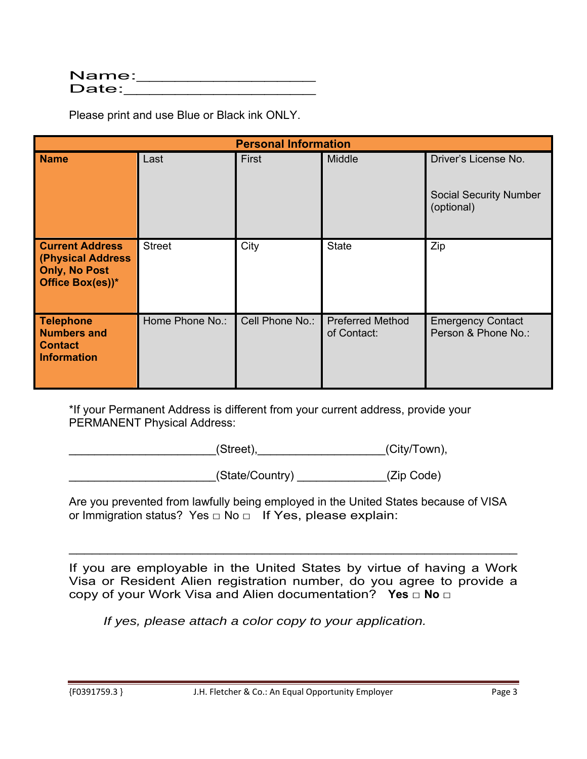Name:______________________
Date:________________________

Please print and use Blue or Black ink ONLY.

| Personal Information | | | | |
|---|---|---|---|---|
| **Name** | Last | First | Middle | Driver's License No.<br><br>Social Security Number (optional) |
| **Current Address (Physical Address Only, No Post Office Box(es))*** | Street | City | State | Zip |
| **Telephone Numbers and Contact Information** | Home Phone No.: | Cell Phone No.: | Preferred Method of Contact: | Emergency Contact Person & Phone No.: |

*If your Permanent Address is different from your current address, provide your PERMANENT Physical Address:

______________________(Street),___________________(City/Town),

______________________(State/Country) _____________(Zip Code)

Are you prevented from lawfully being employed in the United States because of VISA or Immigration status? Yes □ No □ If Yes, please explain:

_____________________________________________________________

If you are employable in the United States by virtue of having a Work Visa or Resident Alien registration number, do you agree to provide a copy of your Work Visa and Alien documentation? **Yes □ No □**

*If yes, please attach a color copy to your application.*

{F0391759.3 } J.H. Fletcher & Co.: An Equal Opportunity Employer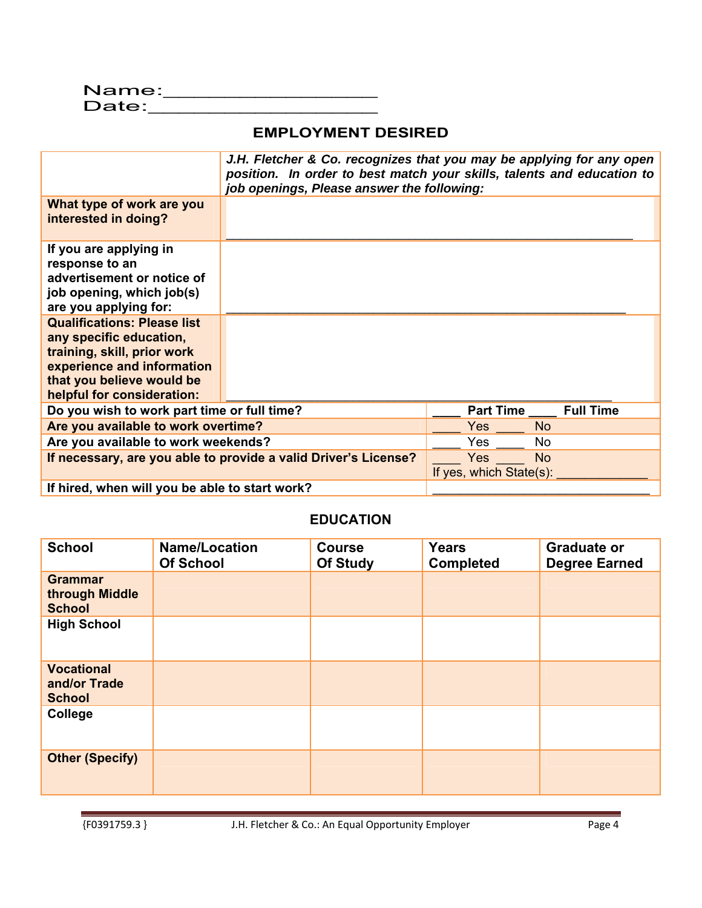Name:____________________
Date:______________________

## EMPLOYMENT DESIRED

| | ***J.H. Fletcher & Co. recognizes that you may be applying for any open position. In order to best match your skills, talents and education to job openings, Please answer the following:*** |
|---|---|
| **What type of work are you interested in doing?** | ____________________________________________________ |
| **If you are applying in response to an advertisement or notice of job opening, which job(s) are you applying for:** | ____________________________________________________ |
| **Qualifications: Please list any specific education, training, skill, prior work experience and information that you believe would be helpful for consideration:** | ____________________________________________________ |
| **Do you wish to work part time or full time?** | ____ **Part Time** ____ **Full Time** |
| **Are you available to work overtime?** | ____ Yes ____ No |
| **Are you available to work weekends?** | ____ Yes ____ No |
| **If necessary, are you able to provide a valid Driver's License?** | ____ Yes ____ No<br>If yes, which State(s): ____________ |
| **If hired, when will you be able to start work?** | ______________________________ |

## EDUCATION

| School | Name/Location Of School | Course Of Study | Years Completed | Graduate or Degree Earned |
|---|---|---|---|---|
| **Grammar through Middle School** | | | | |
| **High School** | | | | |
| **Vocational and/or Trade School** | | | | |
| **College** | | | | |
| **Other (Specify)** | | | | |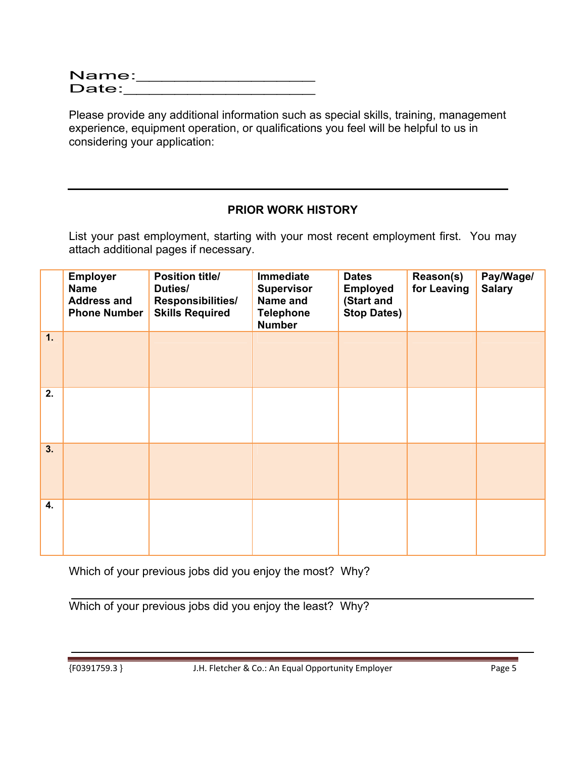Name:_____________________

Date:_______________________

Please provide any additional information such as special skills, training, management experience, equipment operation, or qualifications you feel will be helpful to us in considering your application:

---

## PRIOR WORK HISTORY

List your past employment, starting with your most recent employment first. You may attach additional pages if necessary.

| | **Employer Name Address and Phone Number** | **Position title/ Duties/ Responsibilities/ Skills Required** | **Immediate Supervisor Name and Telephone Number** | **Dates Employed (Start and Stop Dates)** | **Reason(s) for Leaving** | **Pay/Wage/ Salary** |
|---|---|---|---|---|---|---|
| **1.** | | | | | | |
| **2.** | | | | | | |
| **3.** | | | | | | |
| **4.** | | | | | | |

Which of your previous jobs did you enjoy the most? Why?

______________________________________________________________________

Which of your previous jobs did you enjoy the least? Why?

______________________________________________________________________

{F0391759.3 } J.H. Fletcher & Co.: An Equal Opportunity Employer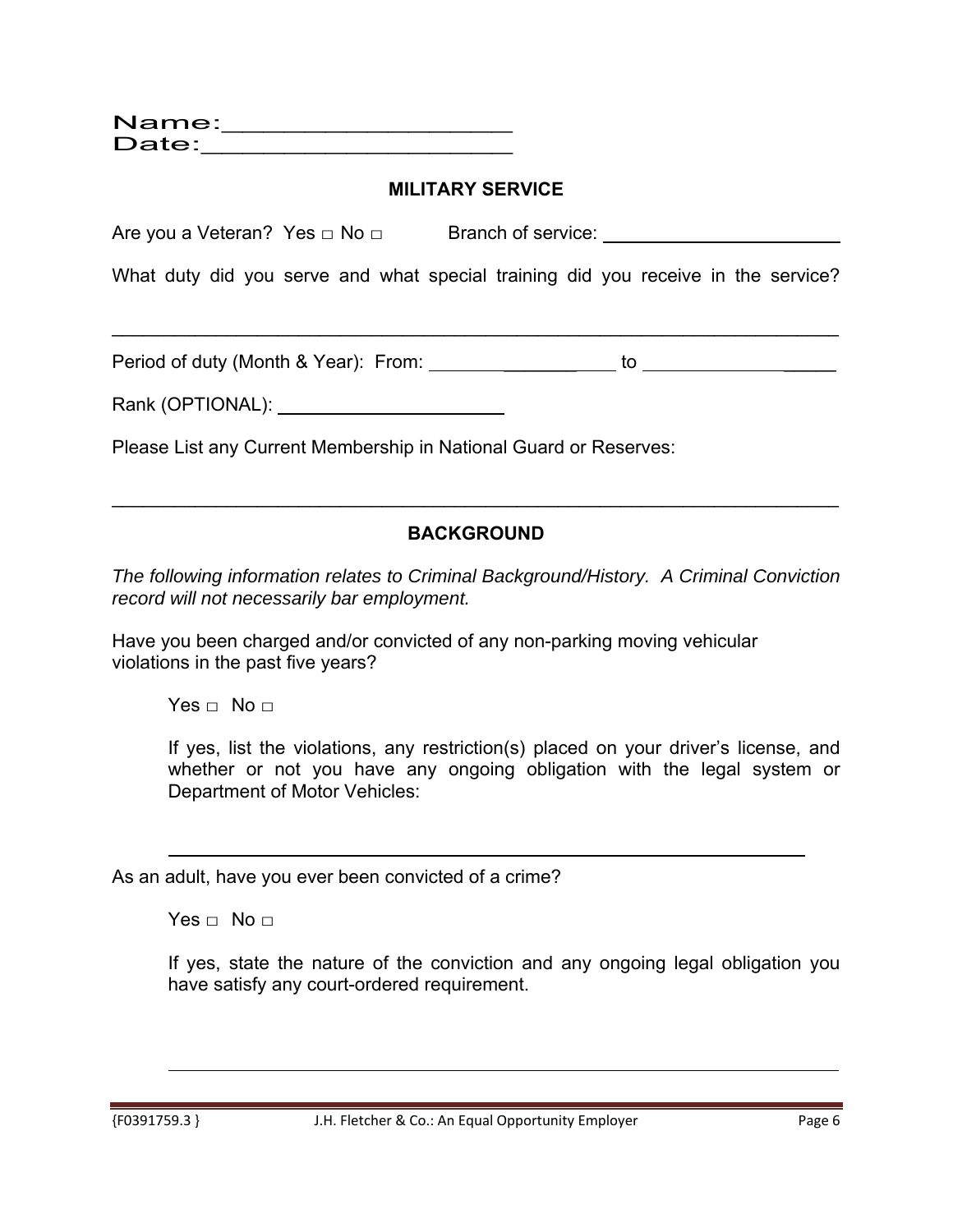Name:______________________

Date:______________________

## MILITARY SERVICE

Are you a Veteran? Yes □ No □ Branch of service: ______________________

What duty did you serve and what special training did you receive in the service?

_____________________________________________________________________

Period of duty (Month & Year): From: ______________ to ______________

Rank (OPTIONAL): ______________________

Please List any Current Membership in National Guard or Reserves:

_____________________________________________________________________

## BACKGROUND

*The following information relates to Criminal Background/History. A Criminal Conviction record will not necessarily bar employment.*

Have you been charged and/or convicted of any non-parking moving vehicular violations in the past five years?

Yes □ No □

If yes, list the violations, any restriction(s) placed on your driver's license, and whether or not you have any ongoing obligation with the legal system or Department of Motor Vehicles:

_____________________________________________________________________

As an adult, have you ever been convicted of a crime?

Yes □ No □

If yes, state the nature of the conviction and any ongoing legal obligation you have satisfy any court-ordered requirement.

_____________________________________________________________________

{F0391759.3 } J.H. Fletcher & Co.: An Equal Opportunity Employer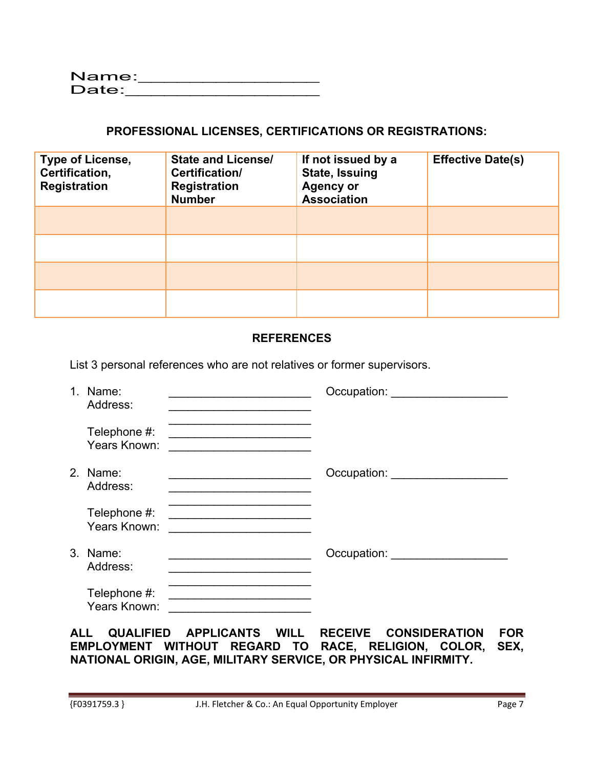Name:______________________
Date:________________________

## PROFESSIONAL LICENSES, CERTIFICATIONS OR REGISTRATIONS:

| Type of License, Certification, Registration | State and License/ Certification/ Registration Number | If not issued by a State, Issuing Agency or Association | Effective Date(s) |
|---|---|---|---|
| | | | |
| | | | |
| | | | |
| | | | |

## REFERENCES

List 3 personal references who are not relatives or former supervisors.

1. Name: ______________________ Occupation: __________________
   Address: ______________________
   ______________________
   Telephone #: ______________________
   Years Known: ______________________

2. Name: ______________________ Occupation: __________________
   Address: ______________________
   ______________________
   Telephone #: ______________________
   Years Known: ______________________

3. Name: ______________________ Occupation: __________________
   Address: ______________________
   ______________________
   Telephone #: ______________________
   Years Known: ______________________

**ALL QUALIFIED APPLICANTS WILL RECEIVE CONSIDERATION FOR EMPLOYMENT WITHOUT REGARD TO RACE, RELIGION, COLOR, SEX, NATIONAL ORIGIN, AGE, MILITARY SERVICE, OR PHYSICAL INFIRMITY.**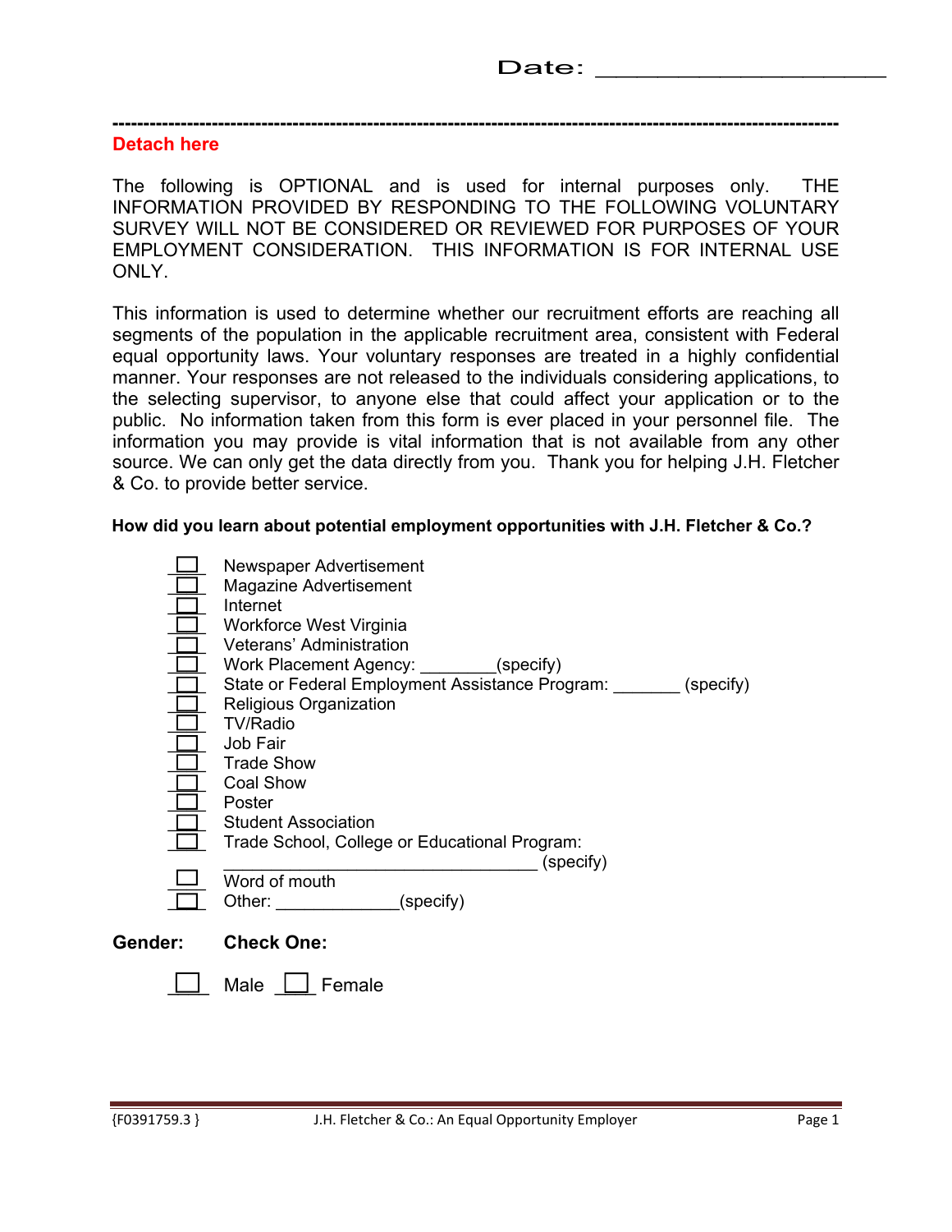Date: ______________________

---

**Detach here**

The following is OPTIONAL and is used for internal purposes only. THE INFORMATION PROVIDED BY RESPONDING TO THE FOLLOWING VOLUNTARY SURVEY WILL NOT BE CONSIDERED OR REVIEWED FOR PURPOSES OF YOUR EMPLOYMENT CONSIDERATION. THIS INFORMATION IS FOR INTERNAL USE ONLY.

This information is used to determine whether our recruitment efforts are reaching all segments of the population in the applicable recruitment area, consistent with Federal equal opportunity laws. Your voluntary responses are treated in a highly confidential manner. Your responses are not released to the individuals considering applications, to the selecting supervisor, to anyone else that could affect your application or to the public. No information taken from this form is ever placed in your personnel file. The information you may provide is vital information that is not available from any other source. We can only get the data directly from you. Thank you for helping J.H. Fletcher & Co. to provide better service.

**How did you learn about potential employment opportunities with J.H. Fletcher & Co.?**

- ☐ Newspaper Advertisement
- ☐ Magazine Advertisement
- ☐ Internet
- ☐ Workforce West Virginia
- ☐ Veterans' Administration
- ☐ Work Placement Agency: ________(specify)
- ☐ State or Federal Employment Assistance Program: _______ (specify)
- ☐ Religious Organization
- ☐ TV/Radio
- ☐ Job Fair
- ☐ Trade Show
- ☐ Coal Show
- ☐ Poster
- ☐ Student Association
- ☐ Trade School, College or Educational Program: __________________________________ (specify)
- ☐ Word of mouth
- ☐ Other: _____________(specify)

**Gender:** **Check One:**

☐ Male ☐ Female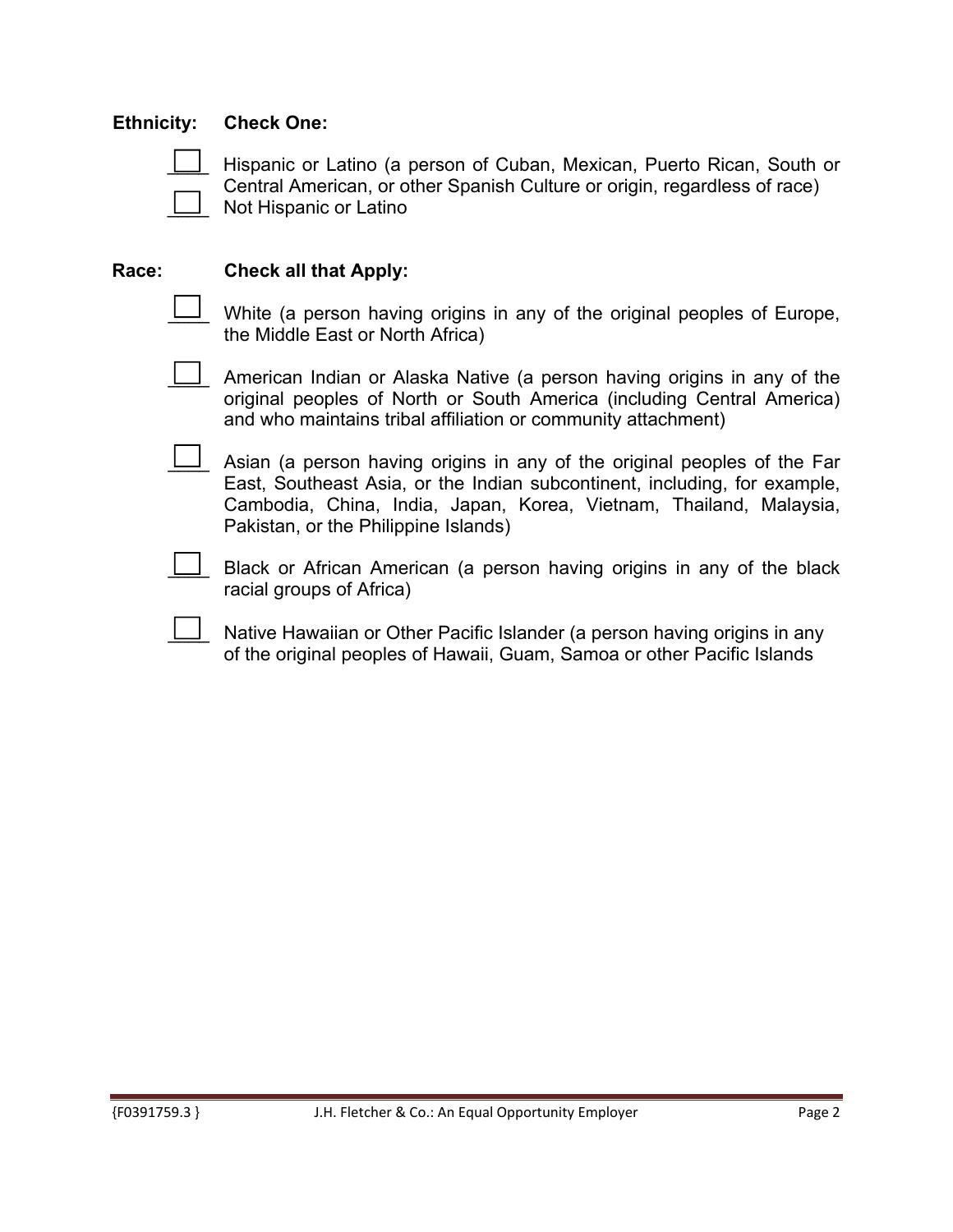**Ethnicity:** **Check One:**

☐ Hispanic or Latino (a person of Cuban, Mexican, Puerto Rican, South or Central American, or other Spanish Culture or origin, regardless of race)

☐ Not Hispanic or Latino

**Race:** **Check all that Apply:**

☐ White (a person having origins in any of the original peoples of Europe, the Middle East or North Africa)

☐ American Indian or Alaska Native (a person having origins in any of the original peoples of North or South America (including Central America) and who maintains tribal affiliation or community attachment)

☐ Asian (a person having origins in any of the original peoples of the Far East, Southeast Asia, or the Indian subcontinent, including, for example, Cambodia, China, India, Japan, Korea, Vietnam, Thailand, Malaysia, Pakistan, or the Philippine Islands)

☐ Black or African American (a person having origins in any of the black racial groups of Africa)

☐ Native Hawaiian or Other Pacific Islander (a person having origins in any of the original peoples of Hawaii, Guam, Samoa or other Pacific Islands